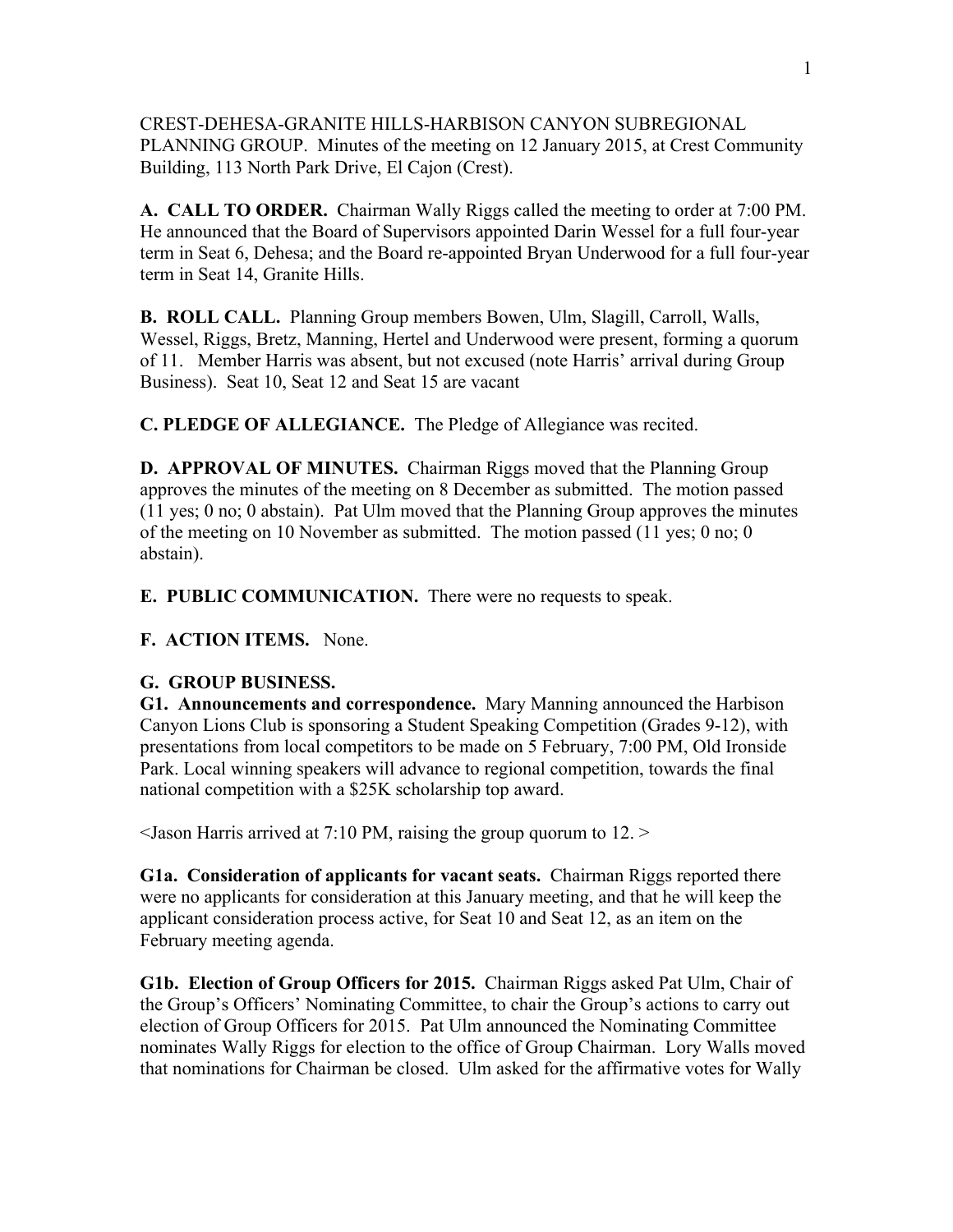CREST-DEHESA-GRANITE HILLS-HARBISON CANYON SUBREGIONAL PLANNING GROUP. Minutes of the meeting on 12 January 2015, at Crest Community Building, 113 North Park Drive, El Cajon (Crest).

**A. CALL TO ORDER.** Chairman Wally Riggs called the meeting to order at 7:00 PM. He announced that the Board of Supervisors appointed Darin Wessel for a full four-year term in Seat 6, Dehesa; and the Board re-appointed Bryan Underwood for a full four-year term in Seat 14, Granite Hills.

**B. ROLL CALL.** Planning Group members Bowen, Ulm, Slagill, Carroll, Walls, Wessel, Riggs, Bretz, Manning, Hertel and Underwood were present, forming a quorum of 11. Member Harris was absent, but not excused (note Harris' arrival during Group Business). Seat 10, Seat 12 and Seat 15 are vacant

**C. PLEDGE OF ALLEGIANCE.** The Pledge of Allegiance was recited.

**D. APPROVAL OF MINUTES.** Chairman Riggs moved that the Planning Group approves the minutes of the meeting on 8 December as submitted. The motion passed (11 yes; 0 no; 0 abstain). Pat Ulm moved that the Planning Group approves the minutes of the meeting on 10 November as submitted. The motion passed (11 yes; 0 no; 0 abstain).

**E. PUBLIC COMMUNICATION.** There were no requests to speak.

**F. ACTION ITEMS.** None.

**G. GROUP BUSINESS.**

**G1. Announcements and correspondence.** Mary Manning announced the Harbison Canyon Lions Club is sponsoring a Student Speaking Competition (Grades 9-12), with presentations from local competitors to be made on 5 February, 7:00 PM, Old Ironside Park. Local winning speakers will advance to regional competition, towards the final national competition with a $25K scholarship top award.

<Jason Harris arrived at 7:10 PM, raising the group quorum to 12. >

**G1a. Consideration of applicants for vacant seats.** Chairman Riggs reported there were no applicants for consideration at this January meeting, and that he will keep the applicant consideration process active, for Seat 10 and Seat 12, as an item on the February meeting agenda.

**G1b. Election of Group Officers for 2015.** Chairman Riggs asked Pat Ulm, Chair of the Group's Officers' Nominating Committee, to chair the Group's actions to carry out election of Group Officers for 2015. Pat Ulm announced the Nominating Committee nominates Wally Riggs for election to the office of Group Chairman. Lory Walls moved that nominations for Chairman be closed. Ulm asked for the affirmative votes for Wally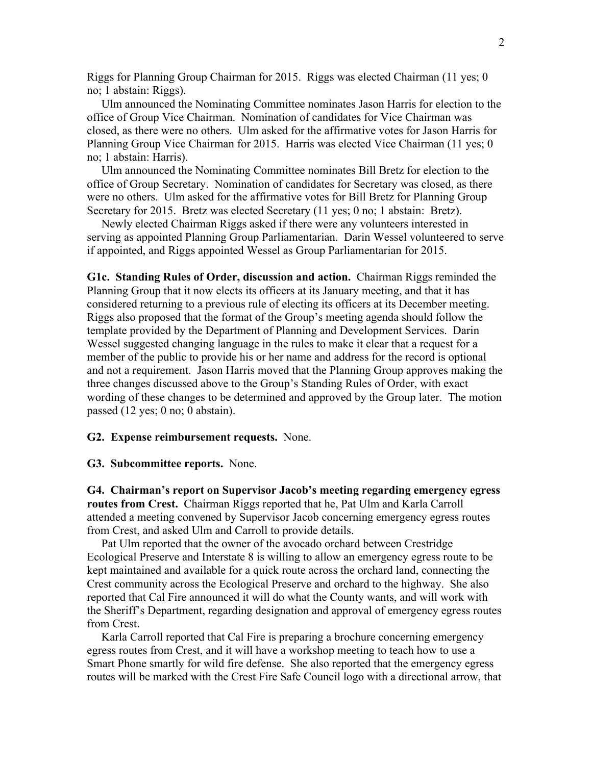Riggs for Planning Group Chairman for 2015. Riggs was elected Chairman (11 yes; 0 no; 1 abstain: Riggs).

Ulm announced the Nominating Committee nominates Jason Harris for election to the office of Group Vice Chairman. Nomination of candidates for Vice Chairman was closed, as there were no others. Ulm asked for the affirmative votes for Jason Harris for Planning Group Vice Chairman for 2015. Harris was elected Vice Chairman (11 yes; 0 no; 1 abstain: Harris).

Ulm announced the Nominating Committee nominates Bill Bretz for election to the office of Group Secretary. Nomination of candidates for Secretary was closed, as there were no others. Ulm asked for the affirmative votes for Bill Bretz for Planning Group Secretary for 2015. Bretz was elected Secretary (11 yes; 0 no; 1 abstain: Bretz).

Newly elected Chairman Riggs asked if there were any volunteers interested in serving as appointed Planning Group Parliamentarian. Darin Wessel volunteered to serve if appointed, and Riggs appointed Wessel as Group Parliamentarian for 2015.

**G1c. Standing Rules of Order, discussion and action.** Chairman Riggs reminded the Planning Group that it now elects its officers at its January meeting, and that it has considered returning to a previous rule of electing its officers at its December meeting. Riggs also proposed that the format of the Group's meeting agenda should follow the template provided by the Department of Planning and Development Services. Darin Wessel suggested changing language in the rules to make it clear that a request for a member of the public to provide his or her name and address for the record is optional and not a requirement. Jason Harris moved that the Planning Group approves making the three changes discussed above to the Group's Standing Rules of Order, with exact wording of these changes to be determined and approved by the Group later. The motion passed (12 yes; 0 no; 0 abstain).

**G2. Expense reimbursement requests.** None.

**G3. Subcommittee reports.** None.

**G4. Chairman's report on Supervisor Jacob's meeting regarding emergency egress routes from Crest.** Chairman Riggs reported that he, Pat Ulm and Karla Carroll attended a meeting convened by Supervisor Jacob concerning emergency egress routes from Crest, and asked Ulm and Carroll to provide details.

Pat Ulm reported that the owner of the avocado orchard between Crestridge Ecological Preserve and Interstate 8 is willing to allow an emergency egress route to be kept maintained and available for a quick route across the orchard land, connecting the Crest community across the Ecological Preserve and orchard to the highway. She also reported that Cal Fire announced it will do what the County wants, and will work with the Sheriff's Department, regarding designation and approval of emergency egress routes from Crest.

Karla Carroll reported that Cal Fire is preparing a brochure concerning emergency egress routes from Crest, and it will have a workshop meeting to teach how to use a Smart Phone smartly for wild fire defense. She also reported that the emergency egress routes will be marked with the Crest Fire Safe Council logo with a directional arrow, that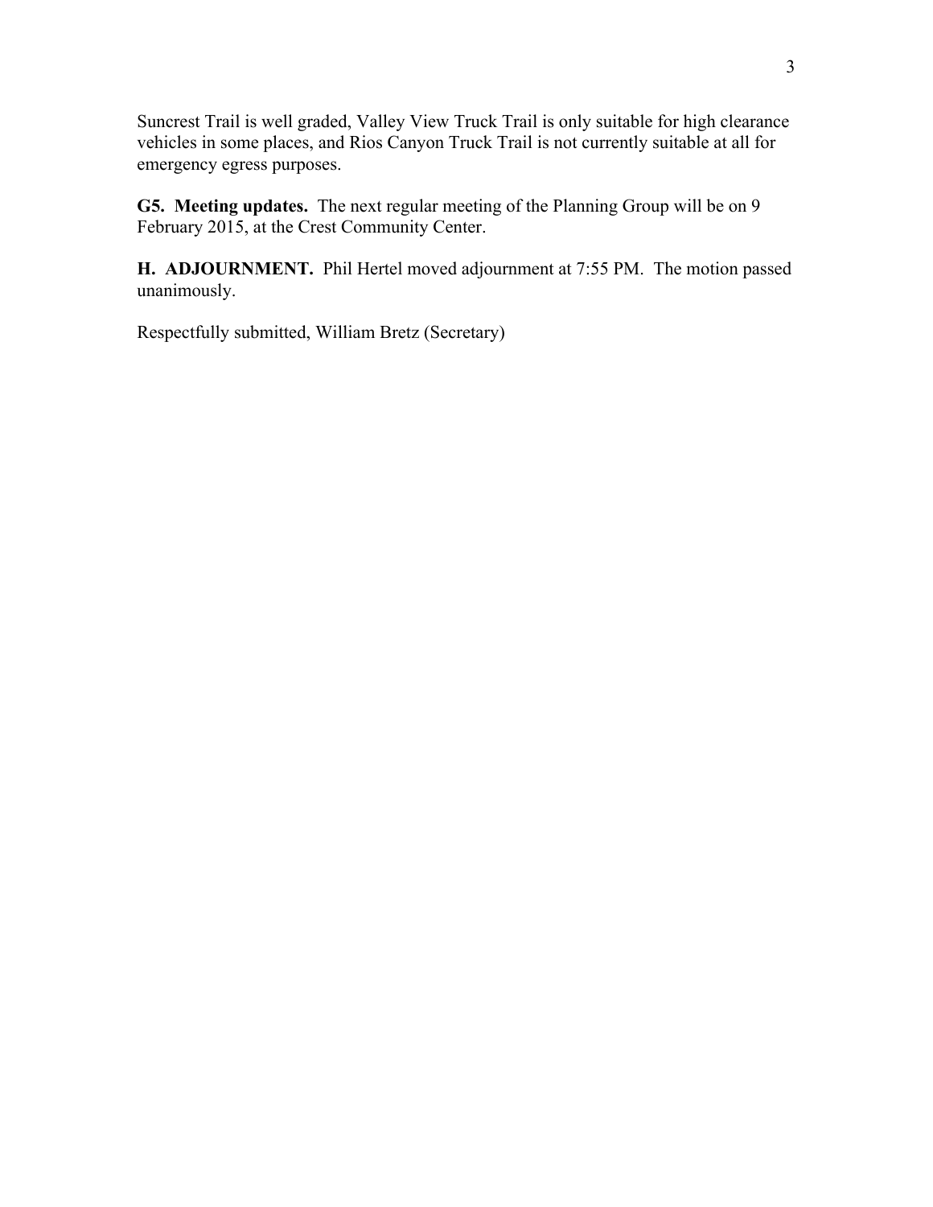Suncrest Trail is well graded, Valley View Truck Trail is only suitable for high clearance vehicles in some places, and Rios Canyon Truck Trail is not currently suitable at all for emergency egress purposes.

**G5. Meeting updates.** The next regular meeting of the Planning Group will be on 9 February 2015, at the Crest Community Center.

**H. ADJOURNMENT.** Phil Hertel moved adjournment at 7:55 PM. The motion passed unanimously.

Respectfully submitted, William Bretz (Secretary)